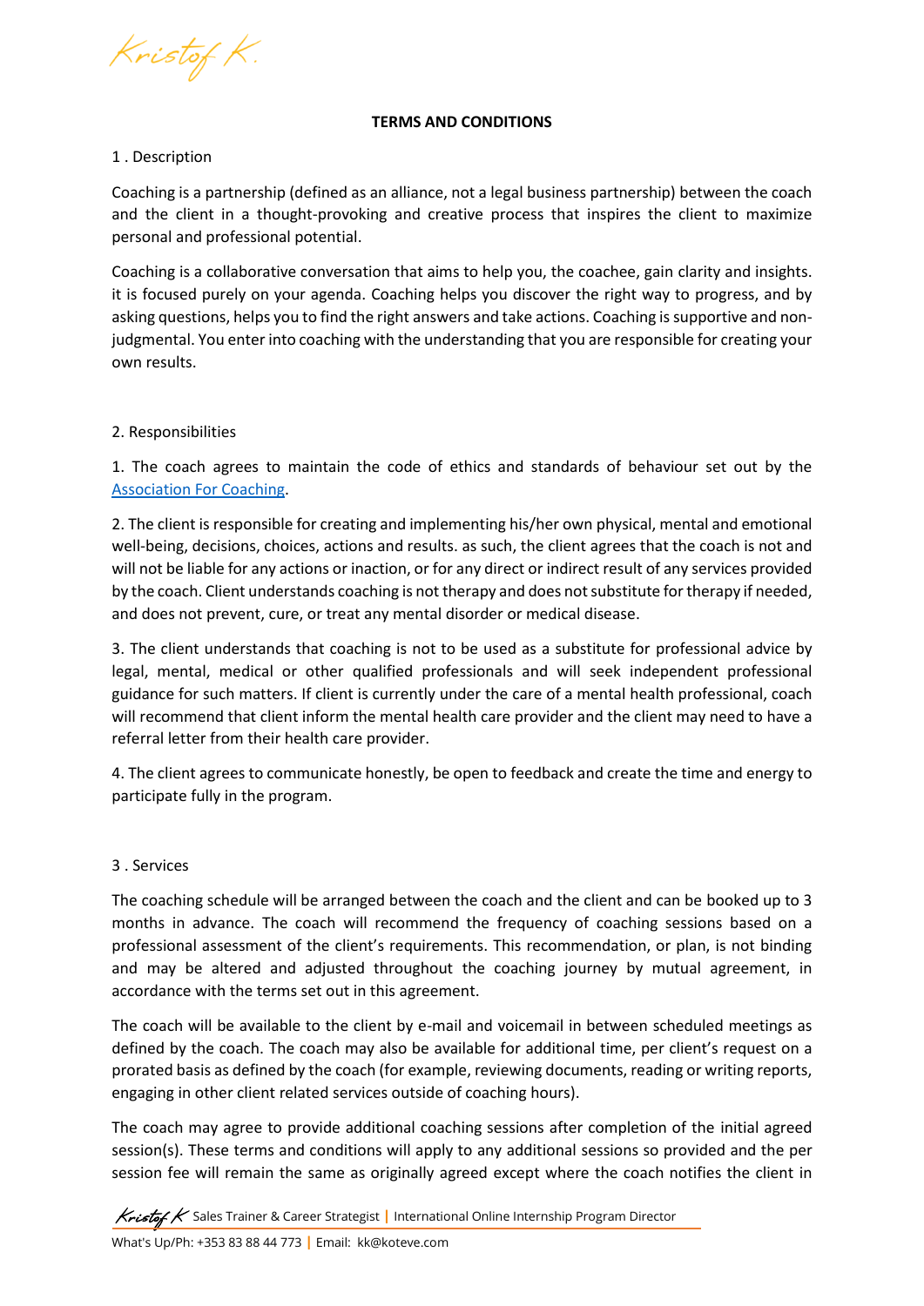# TERMS AND CONDITIONS

1 . Description

Coaching is a partnership (defined as an alliance, not a legal business partnership) between the coach and the client in a thought-provoking and creative process that inspires the client to maximize personal and professional potential.

Coaching is a collaborative conversation that aims to help you, the coachee, gain clarity and insights. it is focused purely on your agenda. Coaching helps you discover the right way to progress, and by asking questions, helps you to find the right answers and take actions. Coaching is supportive and non-judgmental. You enter into coaching with the understanding that you are responsible for creating your own results.

2. Responsibilities

1. The coach agrees to maintain the code of ethics and standards of behaviour set out by the Association For Coaching.

2. The client is responsible for creating and implementing his/her own physical, mental and emotional well-being, decisions, choices, actions and results. as such, the client agrees that the coach is not and will not be liable for any actions or inaction, or for any direct or indirect result of any services provided by the coach. Client understands coaching is not therapy and does not substitute for therapy if needed, and does not prevent, cure, or treat any mental disorder or medical disease.

3. The client understands that coaching is not to be used as a substitute for professional advice by legal, mental, medical or other qualified professionals and will seek independent professional guidance for such matters. If client is currently under the care of a mental health professional, coach will recommend that client inform the mental health care provider and the client may need to have a referral letter from their health care provider.

4. The client agrees to communicate honestly, be open to feedback and create the time and energy to participate fully in the program.

3 . Services

The coaching schedule will be arranged between the coach and the client and can be booked up to 3 months in advance. The coach will recommend the frequency of coaching sessions based on a professional assessment of the client's requirements. This recommendation, or plan, is not binding and may be altered and adjusted throughout the coaching journey by mutual agreement, in accordance with the terms set out in this agreement.

The coach will be available to the client by e-mail and voicemail in between scheduled meetings as defined by the coach. The coach may also be available for additional time, per client's request on a prorated basis as defined by the coach (for example, reviewing documents, reading or writing reports, engaging in other client related services outside of coaching hours).

The coach may agree to provide additional coaching sessions after completion of the initial agreed session(s). These terms and conditions will apply to any additional sessions so provided and the per session fee will remain the same as originally agreed except where the coach notifies the client in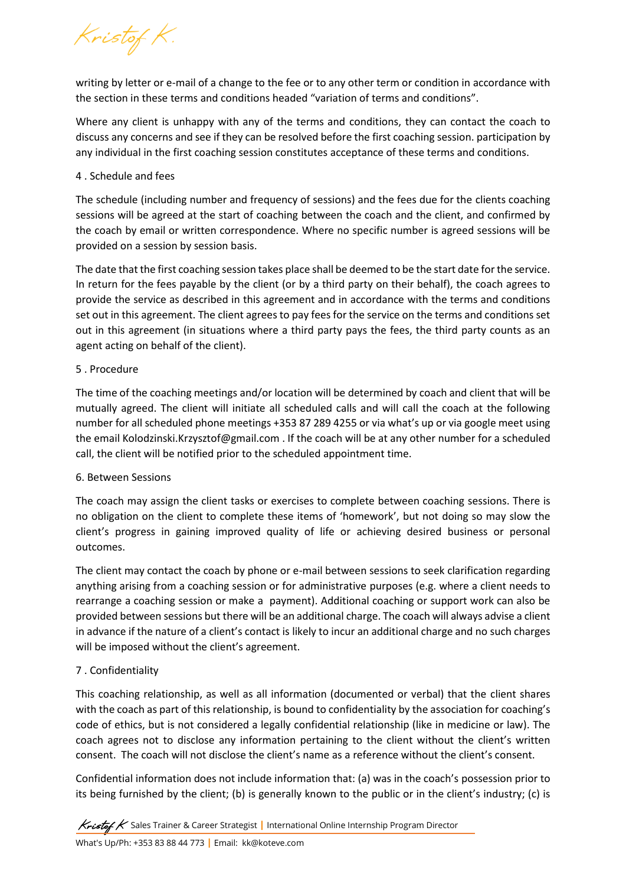writing by letter or e-mail of a change to the fee or to any other term or condition in accordance with the section in these terms and conditions headed "variation of terms and conditions".

Where any client is unhappy with any of the terms and conditions, they can contact the coach to discuss any concerns and see if they can be resolved before the first coaching session. participation by any individual in the first coaching session constitutes acceptance of these terms and conditions.

4 . Schedule and fees

The schedule (including number and frequency of sessions) and the fees due for the clients coaching sessions will be agreed at the start of coaching between the coach and the client, and confirmed by the coach by email or written correspondence. Where no specific number is agreed sessions will be provided on a session by session basis.

The date that the first coaching session takes place shall be deemed to be the start date for the service. In return for the fees payable by the client (or by a third party on their behalf), the coach agrees to provide the service as described in this agreement and in accordance with the terms and conditions set out in this agreement. The client agrees to pay fees for the service on the terms and conditions set out in this agreement (in situations where a third party pays the fees, the third party counts as an agent acting on behalf of the client).

5 . Procedure

The time of the coaching meetings and/or location will be determined by coach and client that will be mutually agreed. The client will initiate all scheduled calls and will call the coach at the following number for all scheduled phone meetings +353 87 289 4255 or via what's up or via google meet using the email Kolodzinski.Krzysztof@gmail.com . If the coach will be at any other number for a scheduled call, the client will be notified prior to the scheduled appointment time.

6. Between Sessions

The coach may assign the client tasks or exercises to complete between coaching sessions. There is no obligation on the client to complete these items of 'homework', but not doing so may slow the client's progress in gaining improved quality of life or achieving desired business or personal outcomes.

The client may contact the coach by phone or e-mail between sessions to seek clarification regarding anything arising from a coaching session or for administrative purposes (e.g. where a client needs to rearrange a coaching session or make a payment). Additional coaching or support work can also be provided between sessions but there will be an additional charge. The coach will always advise a client in advance if the nature of a client's contact is likely to incur an additional charge and no such charges will be imposed without the client's agreement.

7 . Confidentiality

This coaching relationship, as well as all information (documented or verbal) that the client shares with the coach as part of this relationship, is bound to confidentiality by the association for coaching's code of ethics, but is not considered a legally confidential relationship (like in medicine or law). The coach agrees not to disclose any information pertaining to the client without the client's written consent. The coach will not disclose the client's name as a reference without the client's consent.

Confidential information does not include information that: (a) was in the coach's possession prior to its being furnished by the client; (b) is generally known to the public or in the client's industry; (c) is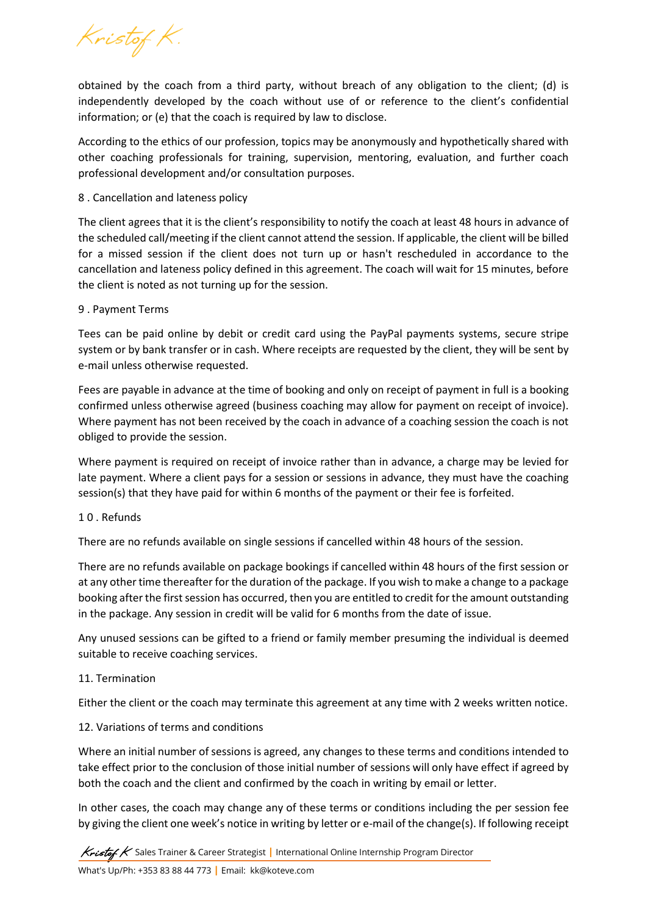obtained by the coach from a third party, without breach of any obligation to the client; (d) is independently developed by the coach without use of or reference to the client's confidential information; or (e) that the coach is required by law to disclose.

According to the ethics of our profession, topics may be anonymously and hypothetically shared with other coaching professionals for training, supervision, mentoring, evaluation, and further coach professional development and/or consultation purposes.

8 . Cancellation and lateness policy

The client agrees that it is the client's responsibility to notify the coach at least 48 hours in advance of the scheduled call/meeting if the client cannot attend the session. If applicable, the client will be billed for a missed session if the client does not turn up or hasn't rescheduled in accordance to the cancellation and lateness policy defined in this agreement. The coach will wait for 15 minutes, before the client is noted as not turning up for the session.

9 . Payment Terms

Tees can be paid online by debit or credit card using the PayPal payments systems, secure stripe system or by bank transfer or in cash. Where receipts are requested by the client, they will be sent by e-mail unless otherwise requested.

Fees are payable in advance at the time of booking and only on receipt of payment in full is a booking confirmed unless otherwise agreed (business coaching may allow for payment on receipt of invoice). Where payment has not been received by the coach in advance of a coaching session the coach is not obliged to provide the session.

Where payment is required on receipt of invoice rather than in advance, a charge may be levied for late payment. Where a client pays for a session or sessions in advance, they must have the coaching session(s) that they have paid for within 6 months of the payment or their fee is forfeited.

1 0 . Refunds

There are no refunds available on single sessions if cancelled within 48 hours of the session.

There are no refunds available on package bookings if cancelled within 48 hours of the first session or at any other time thereafter for the duration of the package. If you wish to make a change to a package booking after the first session has occurred, then you are entitled to credit for the amount outstanding in the package. Any session in credit will be valid for 6 months from the date of issue.

Any unused sessions can be gifted to a friend or family member presuming the individual is deemed suitable to receive coaching services.

11. Termination

Either the client or the coach may terminate this agreement at any time with 2 weeks written notice.

12. Variations of terms and conditions

Where an initial number of sessions is agreed, any changes to these terms and conditions intended to take effect prior to the conclusion of those initial number of sessions will only have effect if agreed by both the coach and the client and confirmed by the coach in writing by email or letter.

In other cases, the coach may change any of these terms or conditions including the per session fee by giving the client one week's notice in writing by letter or e-mail of the change(s). If following receipt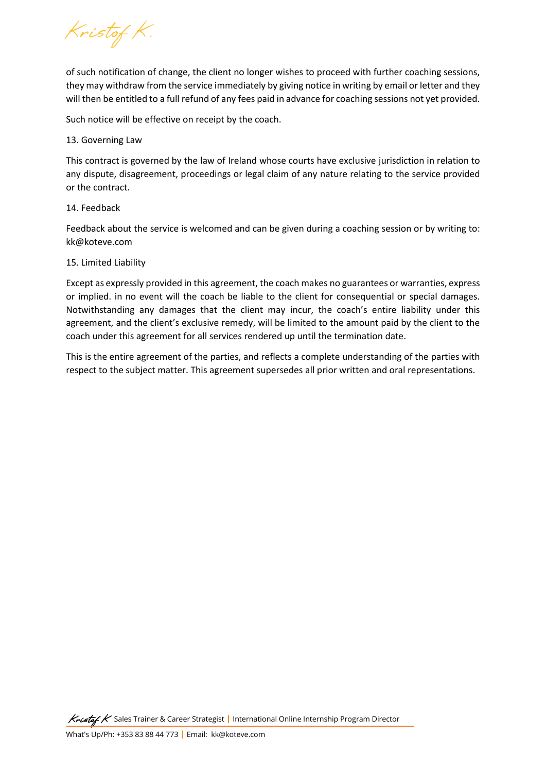of such notification of change, the client no longer wishes to proceed with further coaching sessions, they may withdraw from the service immediately by giving notice in writing by email or letter and they will then be entitled to a full refund of any fees paid in advance for coaching sessions not yet provided.

Such notice will be effective on receipt by the coach.

13. Governing Law

This contract is governed by the law of Ireland whose courts have exclusive jurisdiction in relation to any dispute, disagreement, proceedings or legal claim of any nature relating to the service provided or the contract.

14. Feedback

Feedback about the service is welcomed and can be given during a coaching session or by writing to: kk@koteve.com

15. Limited Liability

Except as expressly provided in this agreement, the coach makes no guarantees or warranties, express or implied. in no event will the coach be liable to the client for consequential or special damages. Notwithstanding any damages that the client may incur, the coach's entire liability under this agreement, and the client's exclusive remedy, will be limited to the amount paid by the client to the coach under this agreement for all services rendered up until the termination date.

This is the entire agreement of the parties, and reflects a complete understanding of the parties with respect to the subject matter. This agreement supersedes all prior written and oral representations.